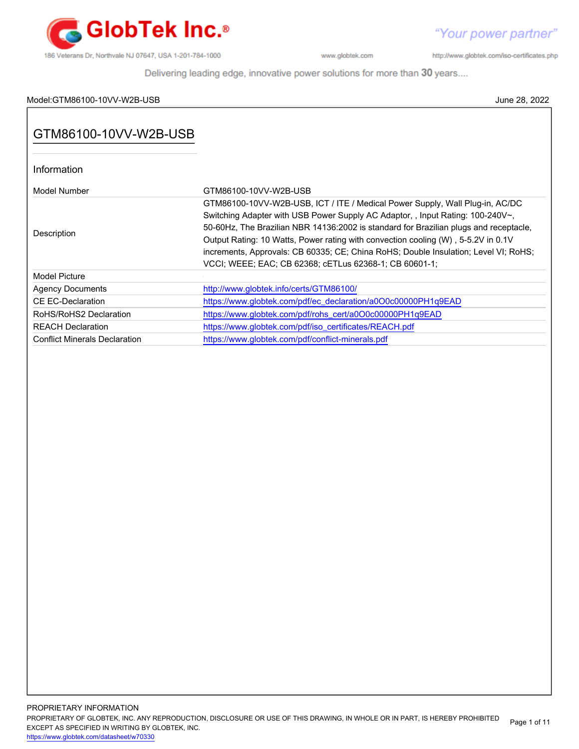# GTM86100-10VV-W2B-USB

## Information

| Model Number | GTM86100-10VV-W2B-USB |
|---|---|
| Description | GTM86100-10VV-W2B-USB, ICT / ITE / Medical Power Supply, Wall Plug-in, AC/DC Switching Adapter with USB Power Supply AC Adaptor, , Input Rating: 100-240V~, 50-60Hz, The Brazilian NBR 14136:2002 is standard for Brazilian plugs and receptacle, Output Rating: 10 Watts, Power rating with convection cooling (W) , 5-5.2V in 0.1V increments, Approvals: CB 60335; CE; China RoHS; Double Insulation; Level VI; RoHS; VCCI; WEEE; EAC; CB 62368; cETLus 62368-1; CB 60601-1; |
| Model Picture | |
| Agency Documents | http://www.globtek.info/certs/GTM86100/ |
| CE EC-Declaration | https://www.globtek.com/pdf/ec_declaration/a0O0c00000PH1q9EAD |
| RoHS/RoHS2 Declaration | https://www.globtek.com/pdf/rohs_cert/a0O0c00000PH1q9EAD |
| REACH Declaration | https://www.globtek.com/pdf/iso_certificates/REACH.pdf |
| Conflict Minerals Declaration | https://www.globtek.com/pdf/conflict-minerals.pdf |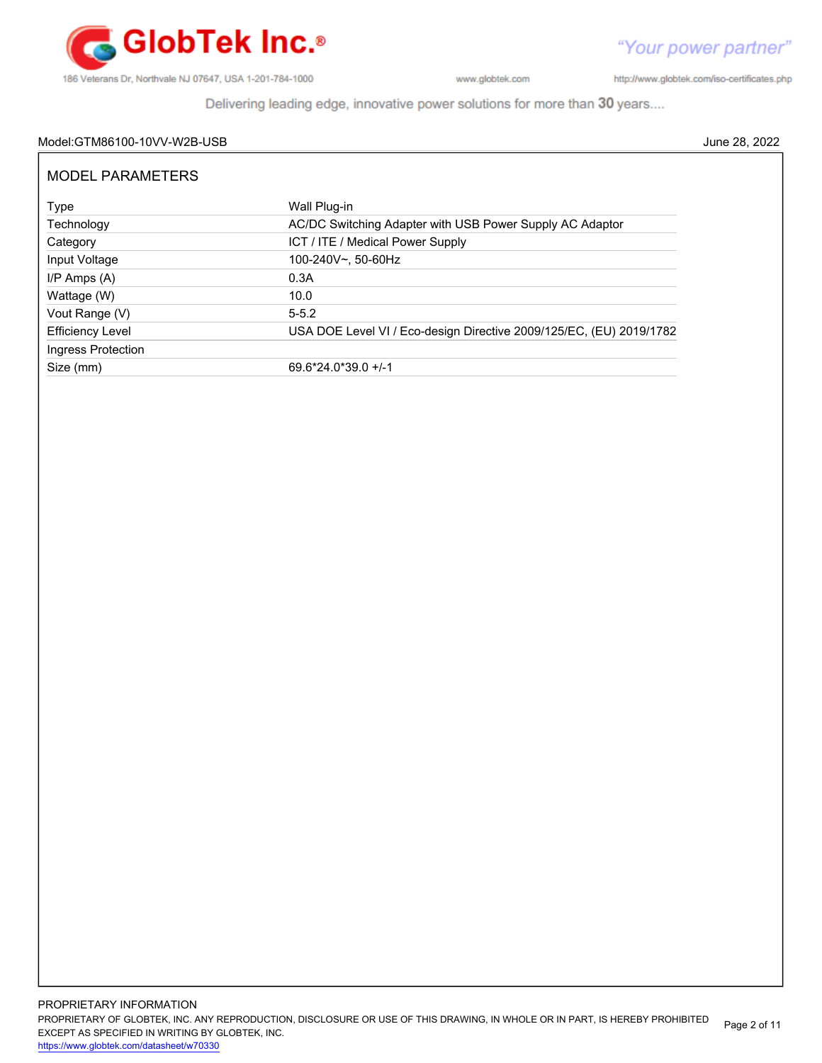Model:GTM86100-10VV-W2B-USB June 28, 2022

## MODEL PARAMETERS

| | |
|---|---|
| Type | Wall Plug-in |
| Technology | AC/DC Switching Adapter with USB Power Supply AC Adaptor |
| Category | ICT / ITE / Medical Power Supply |
| Input Voltage | 100-240V~, 50-60Hz |
| I/P Amps (A) | 0.3A |
| Wattage (W) | 10.0 |
| Vout Range (V) | 5-5.2 |
| Efficiency Level | USA DOE Level VI / Eco-design Directive 2009/125/EC, (EU) 2019/1782 |
| Ingress Protection | |
| Size (mm) | 69.6*24.0*39.0 +/-1 |

PROPRIETARY INFORMATION
PROPRIETARY OF GLOBTEK, INC. ANY REPRODUCTION, DISCLOSURE OR USE OF THIS DRAWING, IN WHOLE OR IN PART, IS HEREBY PROHIBITED EXCEPT AS SPECIFIED IN WRITING BY GLOBTEK, INC.
https://www.globtek.com/datasheet/w70330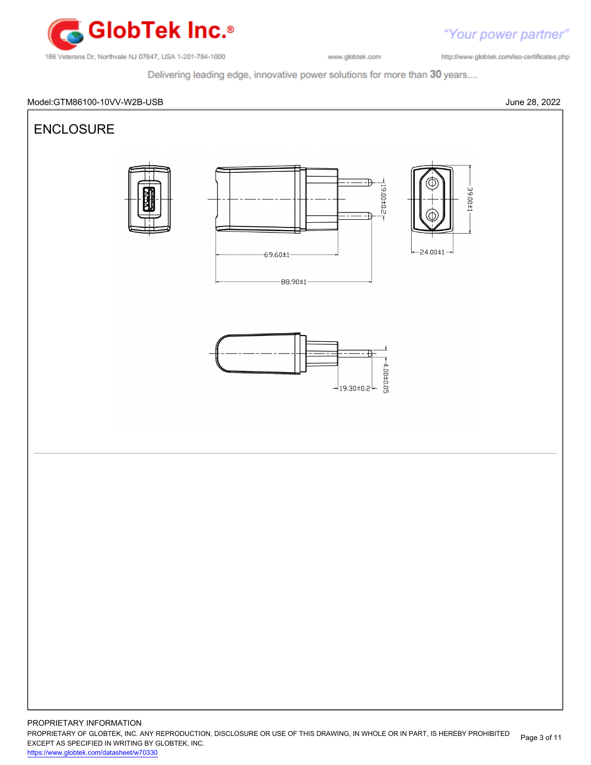Model:GTM86100-10VV-W2B-USB June 28, 2022

## ENCLOSURE

19.00±0.2

39.00±1

69.60±1

24.00±1

88.90±1

4.00±0.05

19.30±0.2

PROPRIETARY INFORMATION

PROPRIETARY OF GLOBTEK, INC. ANY REPRODUCTION, DISCLOSURE OR USE OF THIS DRAWING, IN WHOLE OR IN PART, IS HEREBY PROHIBITED EXCEPT AS SPECIFIED IN WRITING BY GLOBTEK, INC.

https://www.globtek.com/datasheet/w70330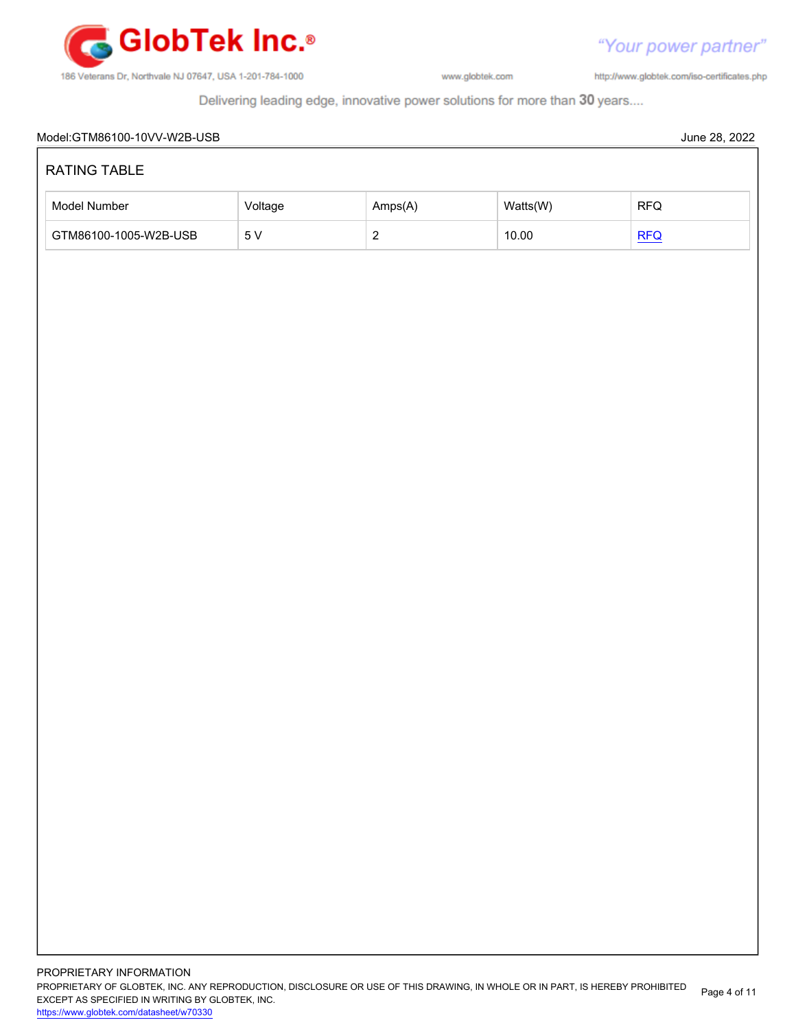Model:GTM86100-10VV-W2B-USB

June 28, 2022

## RATING TABLE

| Model Number | Voltage | Amps(A) | Watts(W) | RFQ |
|---|---|---|---|---|
| GTM86100-1005-W2B-USB | 5 V | 2 | 10.00 | RFQ |

PROPRIETARY INFORMATION

PROPRIETARY OF GLOBTEK, INC. ANY REPRODUCTION, DISCLOSURE OR USE OF THIS DRAWING, IN WHOLE OR IN PART, IS HEREBY PROHIBITED EXCEPT AS SPECIFIED IN WRITING BY GLOBTEK, INC.

https://www.globtek.com/datasheet/w70330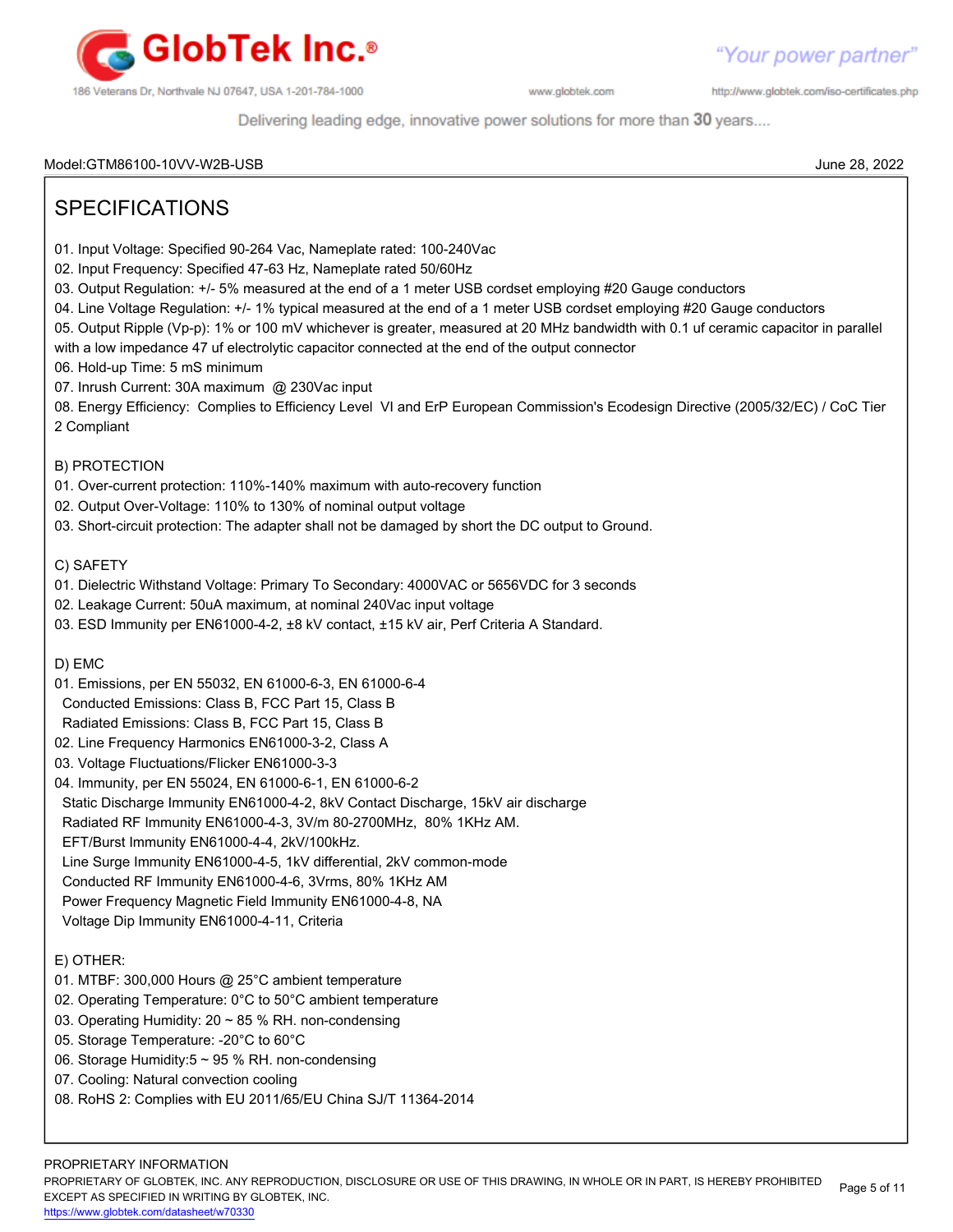Model:GTM86100-10VV-W2B-USB June 28, 2022

## SPECIFICATIONS

01. Input Voltage: Specified 90-264 Vac, Nameplate rated: 100-240Vac
02. Input Frequency: Specified 47-63 Hz, Nameplate rated 50/60Hz
03. Output Regulation: +/- 5% measured at the end of a 1 meter USB cordset employing #20 Gauge conductors
04. Line Voltage Regulation: +/- 1% typical measured at the end of a 1 meter USB cordset employing #20 Gauge conductors
05. Output Ripple (Vp-p): 1% or 100 mV whichever is greater, measured at 20 MHz bandwidth with 0.1 uf ceramic capacitor in parallel with a low impedance 47 uf of electrolytic capacitor connected at the end of the output connector
06. Hold-up Time: 5 mS minimum
07. Inrush Current: 30A maximum @ 230Vac input
08. Energy Efficiency: Complies to Efficiency Level VI and ErP European Commission's Ecodesign Directive (2005/32/EC) / CoC Tier 2 Compliant

B) PROTECTION

01. Over-current protection: 110%-140% maximum with auto-recovery function
02. Output Over-Voltage: 110% to 130% of nominal output voltage
03. Short-circuit protection: The adapter shall not be damaged by short the DC output to Ground.

C) SAFETY

01. Dielectric Withstand Voltage: Primary To Secondary: 4000VAC or 5656VDC for 3 seconds
02. Leakage Current: 50uA maximum, at nominal 240Vac input voltage
03. ESD Immunity per EN61000-4-2, ±8 kV contact, ±15 kV air, Perf Criteria A Standard.

D) EMC

01. Emissions, per EN 55032, EN 61000-6-3, EN 61000-6-4
    Conducted Emissions: Class B, FCC Part 15, Class B
    Radiated Emissions: Class B, FCC Part 15, Class B
02. Line Frequency Harmonics EN61000-3-2, Class A
03. Voltage Fluctuations/Flicker EN61000-3-3
04. Immunity, per EN 55024, EN 61000-6-1, EN 61000-6-2
    Static Discharge Immunity EN61000-4-2, 8kV Contact Discharge, 15kV air discharge
    Radiated RF Immunity EN61000-4-3, 3V/m 80-2700MHz, 80% 1KHz AM.
    EFT/Burst Immunity EN61000-4-4, 2kV/100kHz.
    Line Surge Immunity EN61000-4-5, 1kV differential, 2kV common-mode
    Conducted RF Immunity EN61000-4-6, 3Vrms, 80% 1KHz AM
    Power Frequency Magnetic Field Immunity EN61000-4-8, NA
    Voltage Dip Immunity EN61000-4-11, Criteria

E) OTHER:

01. MTBF: 300,000 Hours @ 25°C ambient temperature
02. Operating Temperature: 0°C to 50°C ambient temperature
03. Operating Humidity: 20 ~ 85 % RH. non-condensing
05. Storage Temperature: -20°C to 60°C
06. Storage Humidity:5 ~ 95 % RH. non-condensing
07. Cooling: Natural convection cooling
08. RoHS 2: Complies with EU 2011/65/EU China SJ/T 11364-2014

PROPRIETARY INFORMATION
PROPRIETARY OF GLOBTEK, INC. ANY REPRODUCTION, DISCLOSURE OR USE OF THIS DRAWING, IN WHOLE OR IN PART, IS HEREBY PROHIBITED EXCEPT AS SPECIFIED IN WRITING BY GLOBTEK, INC.
https://www.globtek.com/datasheet/w70330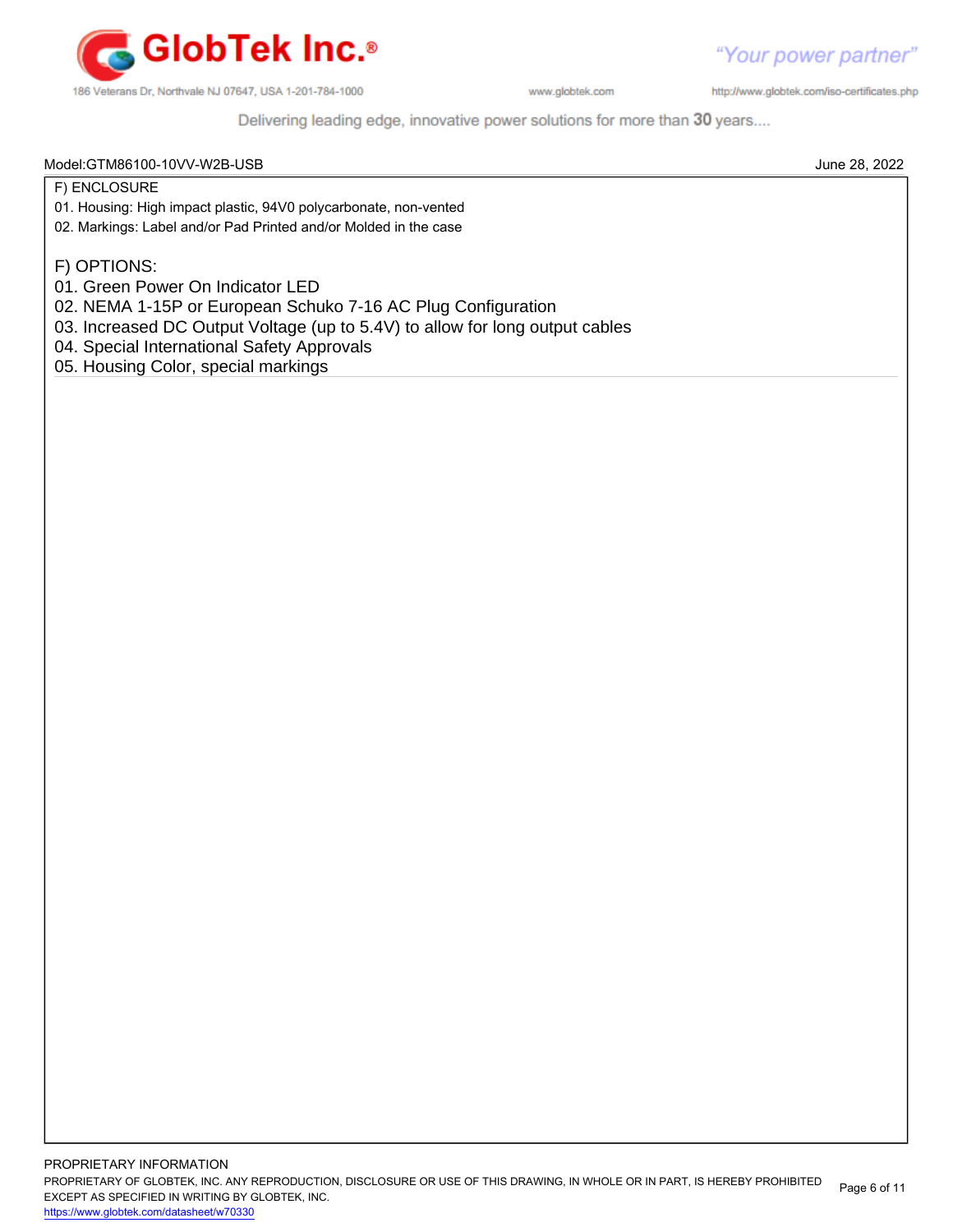Model:GTM86100-10VV-W2B-USB

June 28, 2022

F) ENCLOSURE

01. Housing: High impact plastic, 94V0 polycarbonate, non-vented
02. Markings: Label and/or Pad Printed and/or Molded in the case

F) OPTIONS:

01. Green Power On Indicator LED
02. NEMA 1-15P or European Schuko 7-16 AC Plug Configuration
03. Increased DC Output Voltage (up to 5.4V) to allow for long output cables
04. Special International Safety Approvals
05. Housing Color, special markings

PROPRIETARY INFORMATION

PROPRIETARY OF GLOBTEK, INC. ANY REPRODUCTION, DISCLOSURE OR USE OF THIS DRAWING, IN WHOLE OR IN PART, IS HEREBY PROHIBITED EXCEPT AS SPECIFIED IN WRITING BY GLOBTEK, INC.

https://www.globtek.com/datasheet/w70330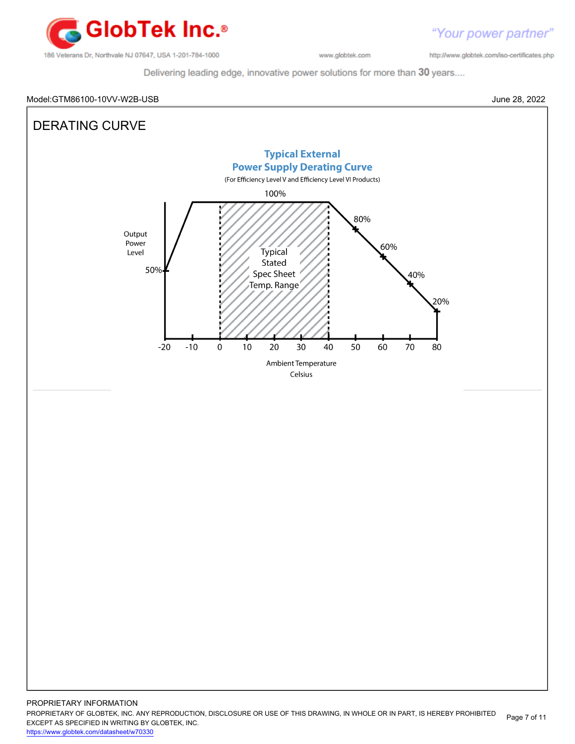Model:GTM86100-10VV-W2B-USB

June 28, 2022

# DERATING CURVE

**Typical External**
**Power Supply Derating Curve**

(For Efficiency Level V and Efficiency Level VI Products)

100%

80%

60%

40%

20%

50%

Output Power Level

Typical Stated Spec Sheet Temp. Range

-20 -10 0 10 20 30 40 50 60 70 80

Ambient Temperature Celsius

PROPRIETARY INFORMATION

PROPRIETARY OF GLOBTEK, INC. ANY REPRODUCTION, DISCLOSURE OR USE OF THIS DRAWING, IN WHOLE OR IN PART, IS HEREBY PROHIBITED EXCEPT AS SPECIFIED IN WRITING BY GLOBTEK, INC.

https://www.globtek.com/datasheet/w70330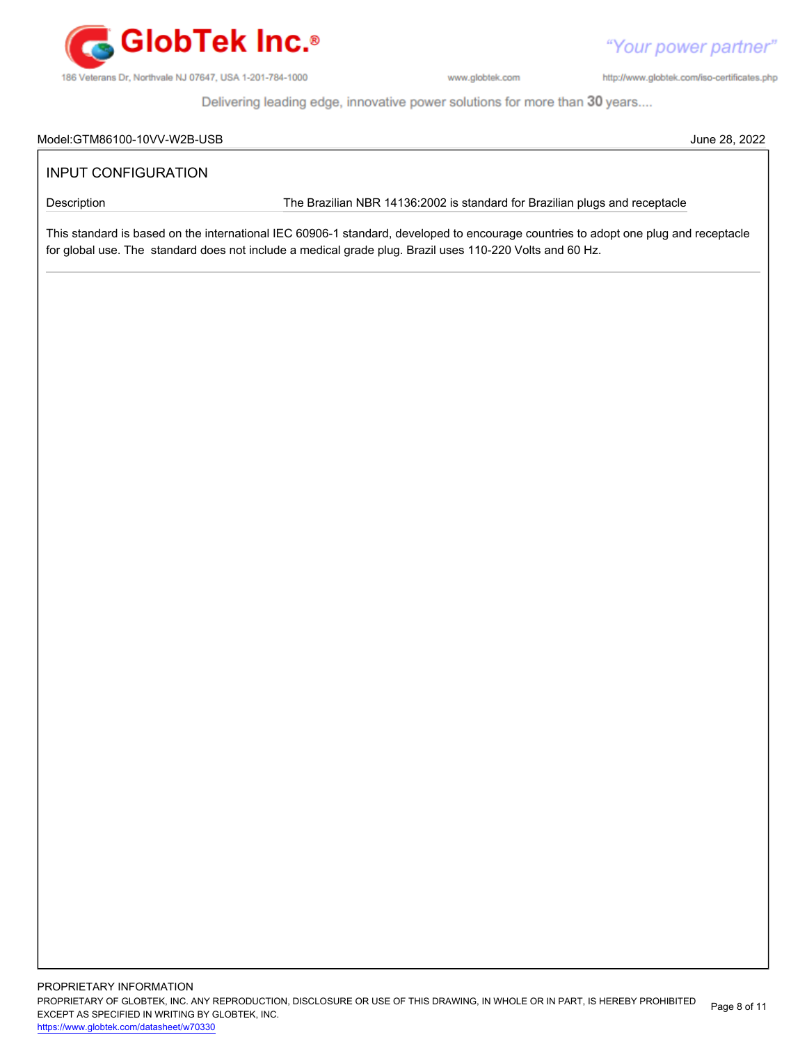Model:GTM86100-10VV-W2B-USB

June 28, 2022

## INPUT CONFIGURATION

| Description | The Brazilian NBR 14136:2002 is standard for Brazilian plugs and receptacle |
| --- | --- |

This standard is based on the international IEC 60906-1 standard, developed to encourage countries to adopt one plug and receptacle for global use. The standard does not include a medical grade plug. Brazil uses 110-220 Volts and 60 Hz.

PROPRIETARY INFORMATION

PROPRIETARY OF GLOBTEK, INC. ANY REPRODUCTION, DISCLOSURE OR USE OF THIS DRAWING, IN WHOLE OR IN PART, IS HEREBY PROHIBITED EXCEPT AS SPECIFIED IN WRITING BY GLOBTEK, INC.

https://www.globtek.com/datasheet/w70330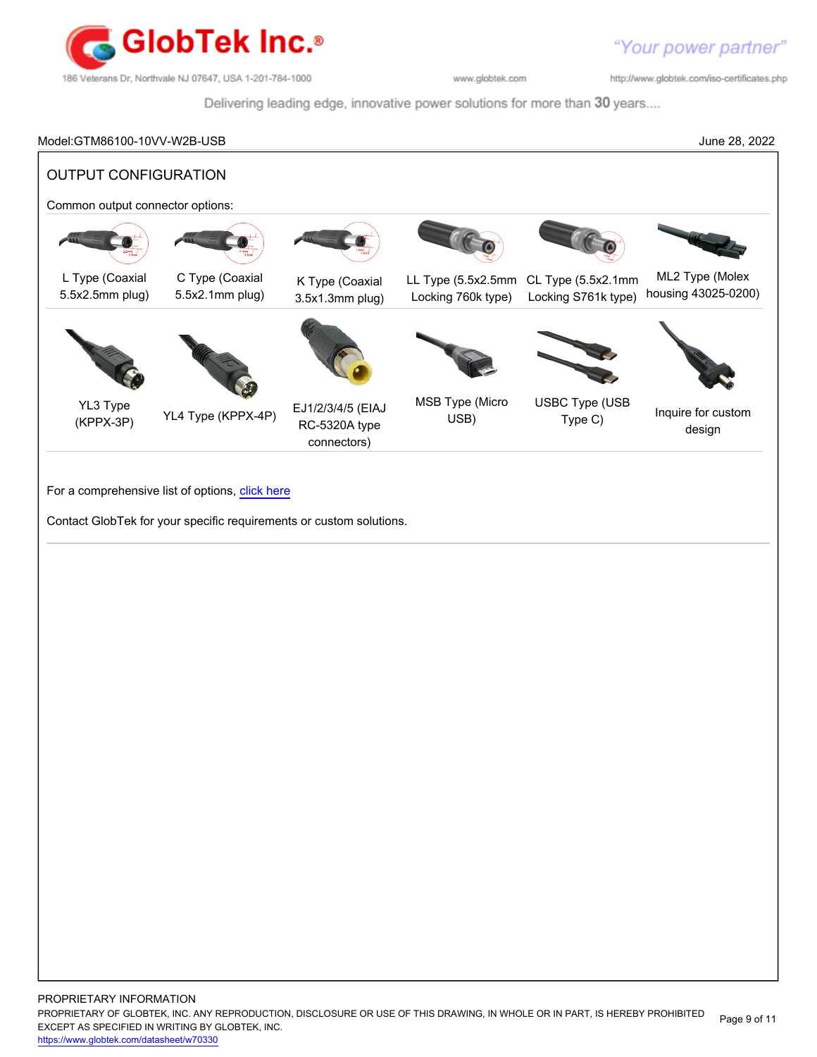Model:GTM86100-10VV-W2B-USB June 28, 2022

## OUTPUT CONFIGURATION

Common output connector options:

| | | | | | |
|---|---|---|---|---|---|
| L Type (Coaxial 5.5x2.5mm plug) | C Type (Coaxial 5.5x2.1mm plug) | K Type (Coaxial 3.5x1.3mm plug) | LL Type (5.5x2.5mm Locking 760k type) | CL Type (5.5x2.1mm Locking S761k type) | ML2 Type (Molex housing 43025-0200) |
| YL3 Type (KPPX-3P) | YL4 Type (KPPX-4P) | EJ1/2/3/4/5 (EIAJ RC-5320A type connectors) | MSB Type (Micro USB) | USBC Type (USB Type C) | Inquire for custom design |

For a comprehensive list of options, click here

Contact GlobTek for your specific requirements or custom solutions.

PROPRIETARY INFORMATION

PROPRIETARY OF GLOBTEK, INC. ANY REPRODUCTION, DISCLOSURE OR USE OF THIS DRAWING, IN WHOLE OR IN PART, IS HEREBY PROHIBITED EXCEPT AS SPECIFIED IN WRITING BY GLOBTEK, INC.

https://www.globtek.com/datasheet/w70330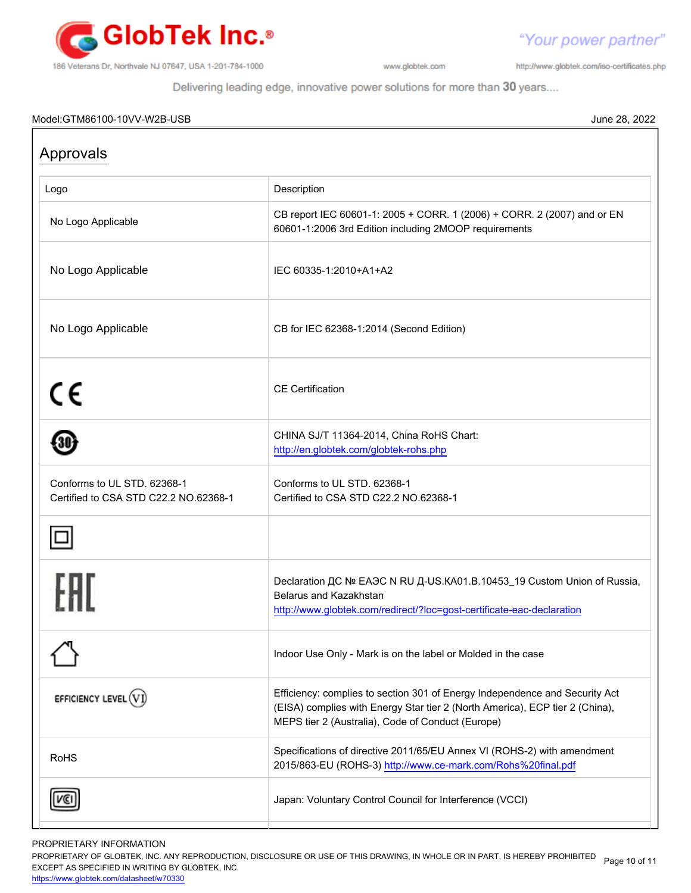Model:GTM86100-10VV-W2B-USB June 28, 2022

## Approvals

| Logo | Description |
|---|---|
| No Logo Applicable | CB report IEC 60601-1: 2005 + CORR. 1 (2006) + CORR. 2 (2007) and or EN 60601-1:2006 3rd Edition including 2MOOP requirements |
| No Logo Applicable | IEC 60335-1:2010+A1+A2 |
| No Logo Applicable | CB for IEC 62368-1:2014 (Second Edition) |
| CE | CE Certification |
| 30 | CHINA SJ/T 11364-2014, China RoHS Chart: http://en.globtek.com/globtek-rohs.php |
| Conforms to UL STD. 62368-1<br>Certified to CSA STD C22.2 NO.62368-1 | Conforms to UL STD. 62368-1<br>Certified to CSA STD C22.2 NO.62368-1 |
| | |
| EAC | Declaration ДС № ЕАЭС N RU Д-US.KA01.B.10453_19 Custom Union of Russia, Belarus and Kazakhstan http://www.globtek.com/redirect/?loc=gost-certificate-eac-declaration |
| | Indoor Use Only - Mark is on the label or Molded in the case |
| EFFICIENCY LEVEL (VI) | Efficiency: complies to section 301 of Energy Independence and Security Act (EISA) complies with Energy Star tier 2 (North America), ECP tier 2 (China), MEPS tier 2 (Australia), Code of Conduct (Europe) |
| RoHS | Specifications of directive 2011/65/EU Annex VI (ROHS-2) with amendment 2015/863-EU (ROHS-3) http://www.ce-mark.com/Rohs%20final.pdf |
| VCI | Japan: Voluntary Control Council for Interference (VCCI) |

PROPRIETARY INFORMATION
PROPRIETARY OF GLOBTEK, INC. ANY REPRODUCTION, DISCLOSURE OR USE OF THIS DRAWING, IN WHOLE OR IN PART, IS HEREBY PROHIBITED EXCEPT AS SPECIFIED IN WRITING BY GLOBTEK, INC.
https://www.globtek.com/datasheet/w70330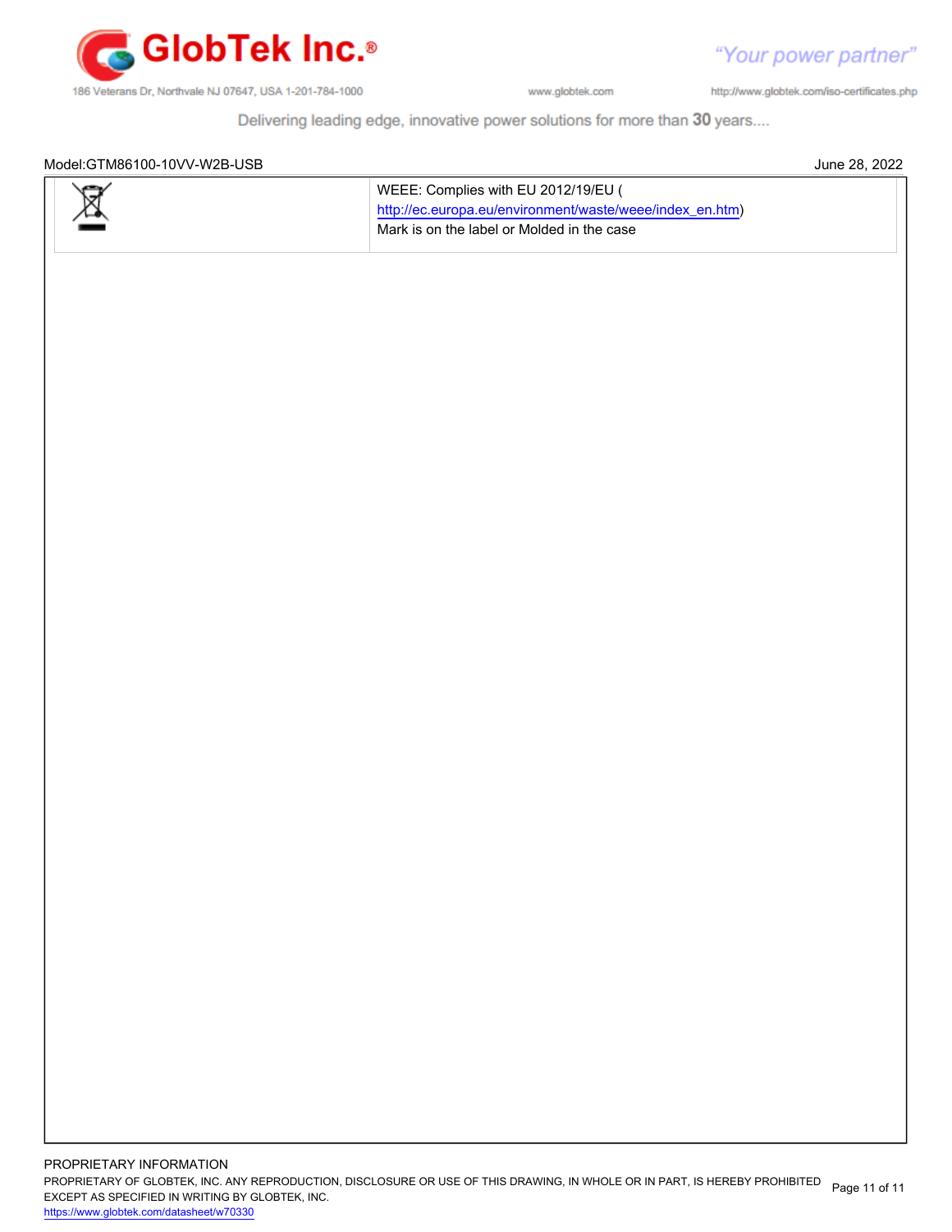| | |
|---|---|
| | WEEE: Complies with EU 2012/19/EU ( http://ec.europa.eu/environment/waste/weee/index_en.htm) Mark is on the label or Molded in the case |

PROPRIETARY INFORMATION

PROPRIETARY OF GLOBTEK, INC. ANY REPRODUCTION, DISCLOSURE OR USE OF THIS DRAWING, IN WHOLE OR IN PART, IS HEREBY PROHIBITED EXCEPT AS SPECIFIED IN WRITING BY GLOBTEK, INC.

https://www.globtek.com/datasheet/w70330